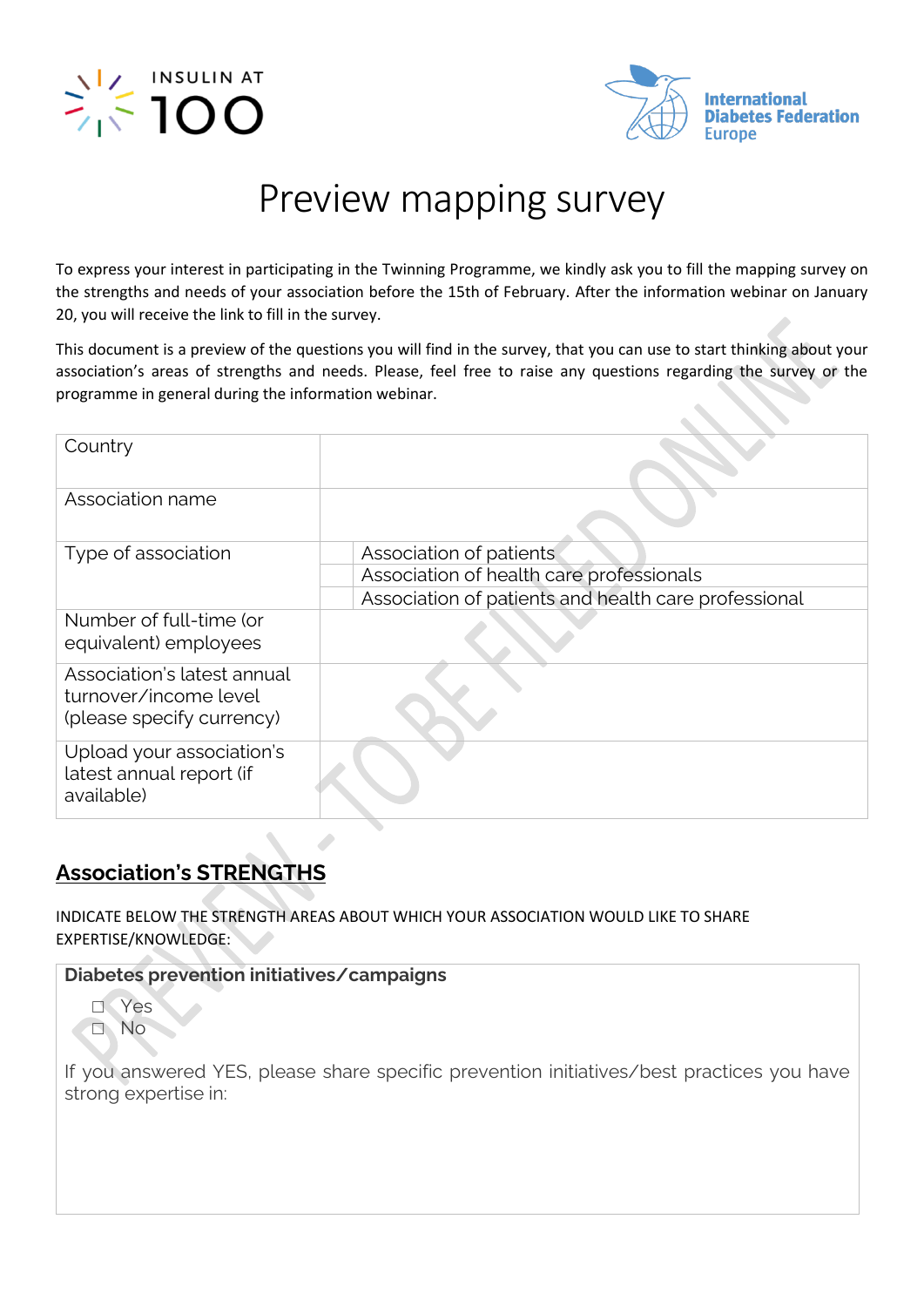# Preview mapping survey

To express your interest in participating in the Twinning Programme, we kindly ask you to fill the mapping survey on the strengths and needs of your association before the 15th of February. After the information webinar on January 20, you will receive the link to fill in the survey.

This document is a preview of the questions you will find in the survey, that you can use to start thinking about your association's areas of strengths and needs. Please, feel free to raise any questions regarding the survey or the programme in general during the information webinar.

| | | |
|---|---|---|
| Country | | |
| Association name | | |
| Type of association | | Association of patients |
| | | Association of health care professionals |
| | | Association of patients and health care professional |
| Number of full-time (or equivalent) employees | | |
| Association's latest annual turnover/income level (please specify currency) | | |
| Upload your association's latest annual report (if available) | | |

## Association's STRENGTHS

INDICATE BELOW THE STRENGTH AREAS ABOUT WHICH YOUR ASSOCIATION WOULD LIKE TO SHARE EXPERTISE/KNOWLEDGE:

**Diabetes prevention initiatives/campaigns**

- ☐ Yes
- ☐ No

If you answered YES, please share specific prevention initiatives/best practices you have strong expertise in: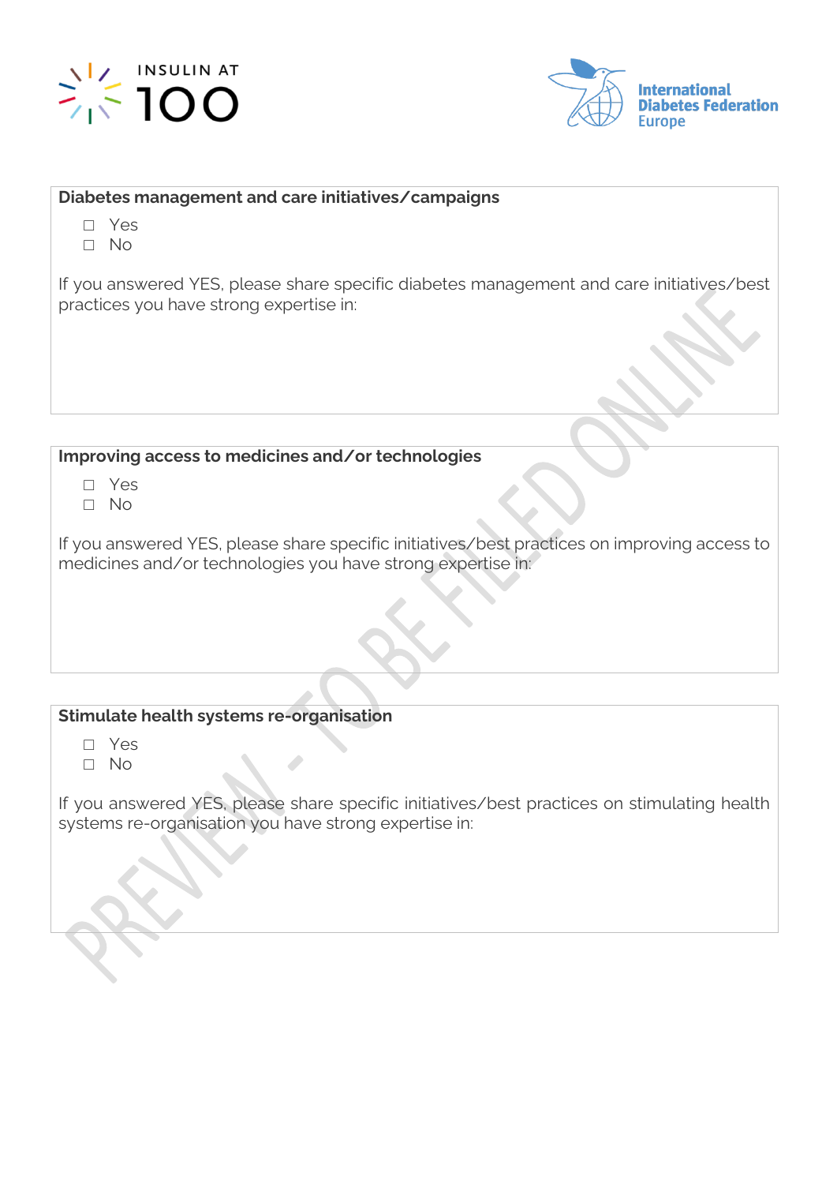**Diabetes management and care initiatives/campaigns**

- ☐ Yes
- ☐ No

If you answered YES, please share specific diabetes management and care initiatives/best practices you have strong expertise in:

**Improving access to medicines and/or technologies**

- ☐ Yes
- ☐ No

If you answered YES, please share specific initiatives/best practices on improving access to medicines and/or technologies you have strong expertise in:

**Stimulate health systems re-organisation**

- ☐ Yes
- ☐ No

If you answered YES, please share specific initiatives/best practices on stimulating health systems re-organisation you have strong expertise in: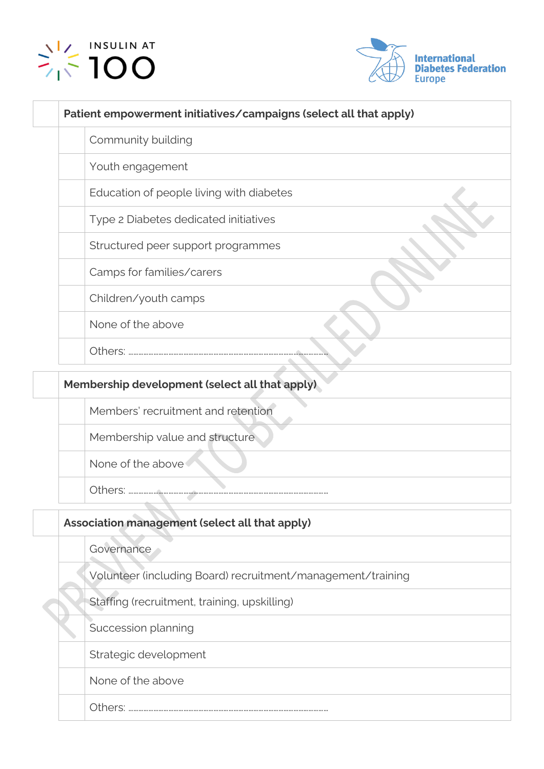| | Patient empowerment initiatives/campaigns (select all that apply) |
|---|---|
| | Community building |
| | Youth engagement |
| | Education of people living with diabetes |
| | Type 2 Diabetes dedicated initiatives |
| | Structured peer support programmes |
| | Camps for families/carers |
| | Children/youth camps |
| | None of the above |
| | Others: ........................................................................................................ |

| | Membership development (select all that apply) |
|---|---|
| | Members' recruitment and retention |
| | Membership value and structure |
| | None of the above |
| | Others: ........................................................................................................ |

| | Association management (select all that apply) |
|---|---|
| | Governance |
| | Volunteer (including Board) recruitment/management/training |
| | Staffing (recruitment, training, upskilling) |
| | Succession planning |
| | Strategic development |
| | None of the above |
| | Others: ........................................................................................................ |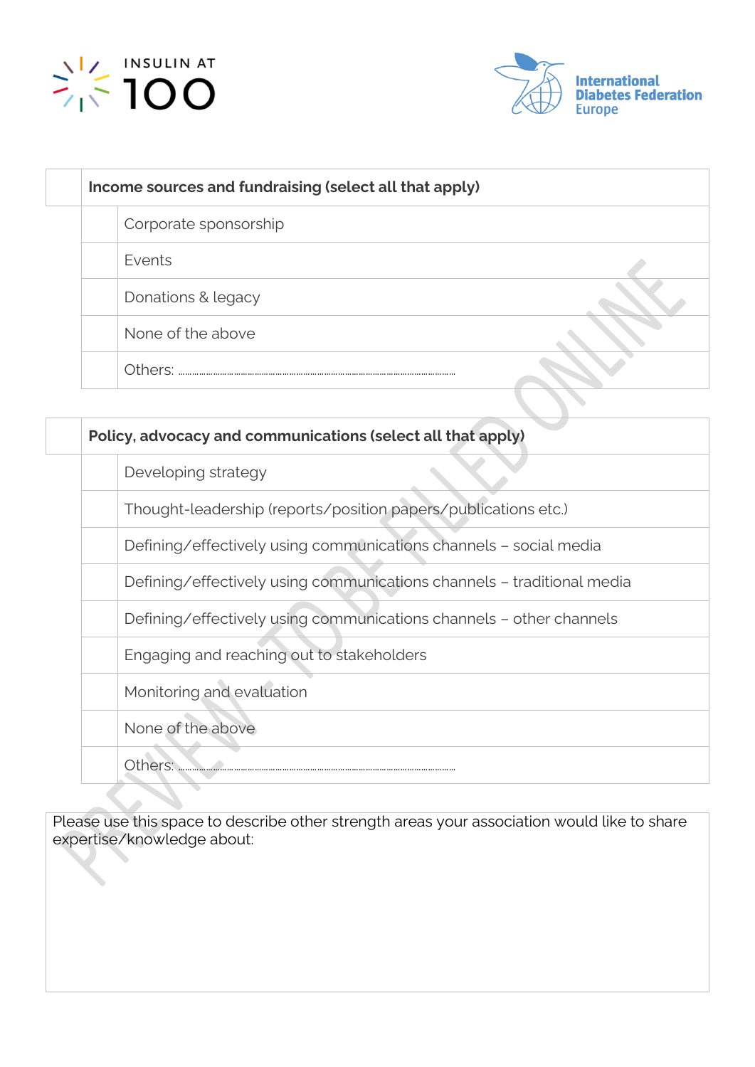| | Income sources and fundraising (select all that apply) |
|---|---|
| | Corporate sponsorship |
| | Events |
| | Donations & legacy |
| | None of the above |
| | Others: ………………………………………………………………… |

| | Policy, advocacy and communications (select all that apply) |
|---|---|
| | Developing strategy |
| | Thought-leadership (reports/position papers/publications etc.) |
| | Defining/effectively using communications channels – social media |
| | Defining/effectively using communications channels – traditional media |
| | Defining/effectively using communications channels – other channels |
| | Engaging and reaching out to stakeholders |
| | Monitoring and evaluation |
| | None of the above |
| | Others: ………………………………………………………………… |

| Please use this space to describe other strength areas your association would like to share expertise/knowledge about: |
|---|
| |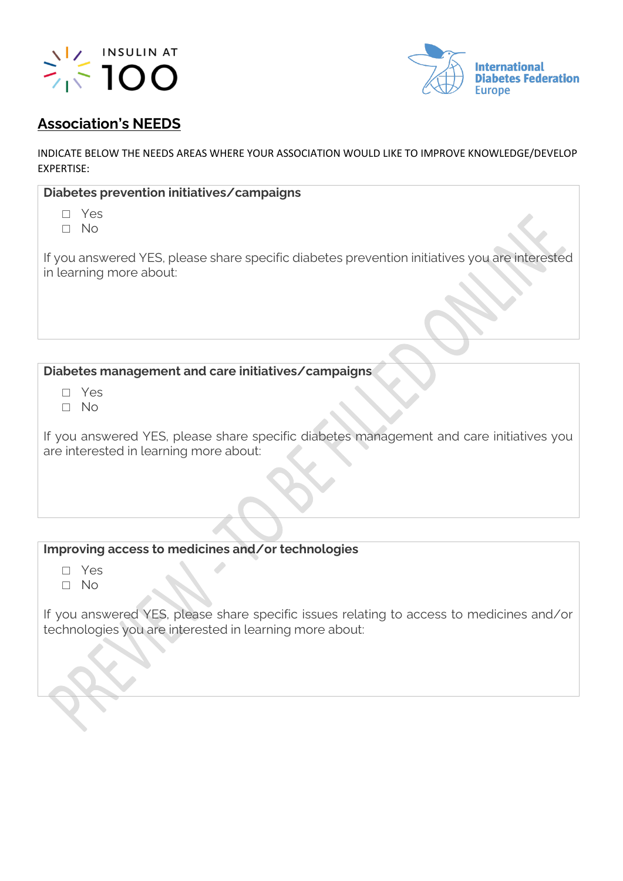## Association's NEEDS

INDICATE BELOW THE NEEDS AREAS WHERE YOUR ASSOCIATION WOULD LIKE TO IMPROVE KNOWLEDGE/DEVELOP EXPERTISE:

**Diabetes prevention initiatives/campaigns**

- ☐ Yes
- ☐ No

If you answered YES, please share specific diabetes prevention initiatives you are interested in learning more about:

**Diabetes management and care initiatives/campaigns**

- ☐ Yes
- ☐ No

If you answered YES, please share specific diabetes management and care initiatives you are interested in learning more about:

**Improving access to medicines and/or technologies**

- ☐ Yes
- ☐ No

If you answered YES, please share specific issues relating to access to medicines and/or technologies you are interested in learning more about: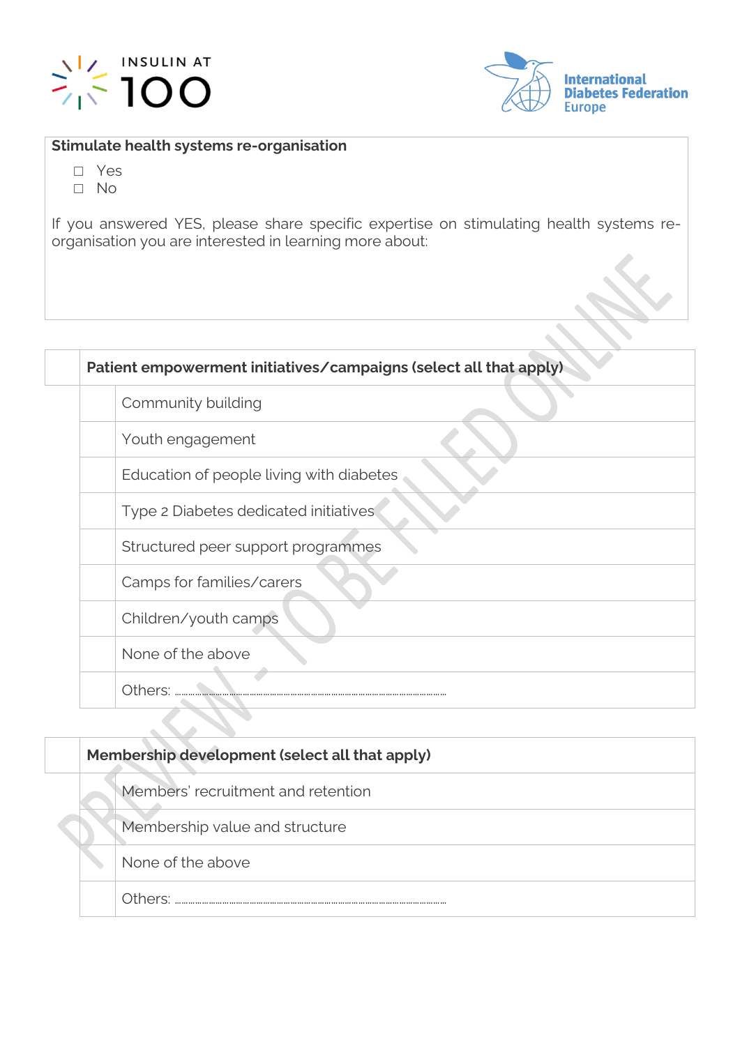**Stimulate health systems re-organisation**

- ☐ Yes
- ☐ No

If you answered YES, please share specific expertise on stimulating health systems re-organisation you are interested in learning more about:

| | **Patient empowerment initiatives/campaigns (select all that apply)** |
|---|---|
| | Community building |
| | Youth engagement |
| | Education of people living with diabetes |
| | Type 2 Diabetes dedicated initiatives |
| | Structured peer support programmes |
| | Camps for families/carers |
| | Children/youth camps |
| | None of the above |
| | Others: ………………………………………………………………………… |

| | **Membership development (select all that apply)** |
|---|---|
| | Members' recruitment and retention |
| | Membership value and structure |
| | None of the above |
| | Others: ………………………………………………………………………… |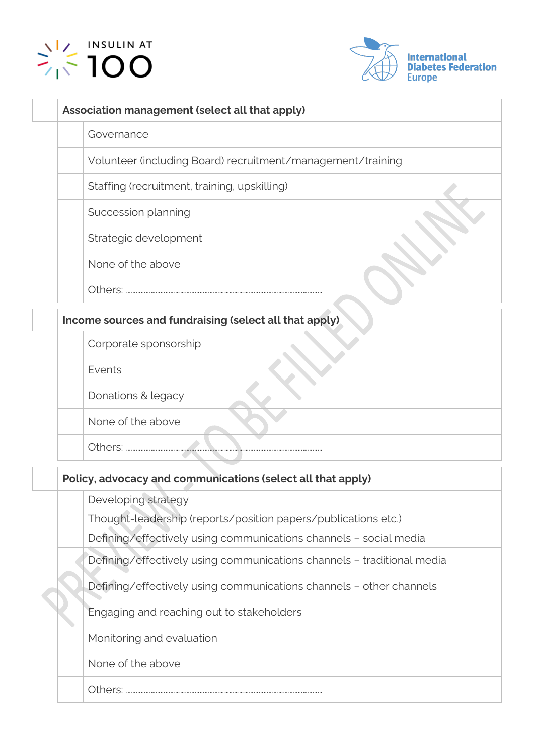| | Association management (select all that apply) |
|---|---|
| | Governance |
| | Volunteer (including Board) recruitment/management/training |
| | Staffing (recruitment, training, upskilling) |
| | Succession planning |
| | Strategic development |
| | None of the above |
| | Others: ................................................................................................................ |

| | Income sources and fundraising (select all that apply) |
|---|---|
| | Corporate sponsorship |
| | Events |
| | Donations & legacy |
| | None of the above |
| | Others: ................................................................................................................ |

| | Policy, advocacy and communications (select all that apply) |
|---|---|
| | Developing strategy |
| | Thought-leadership (reports/position papers/publications etc.) |
| | Defining/effectively using communications channels – social media |
| | Defining/effectively using communications channels – traditional media |
| | Defining/effectively using communications channels – other channels |
| | Engaging and reaching out to stakeholders |
| | Monitoring and evaluation |
| | None of the above |
| | Others: ................................................................................................................ |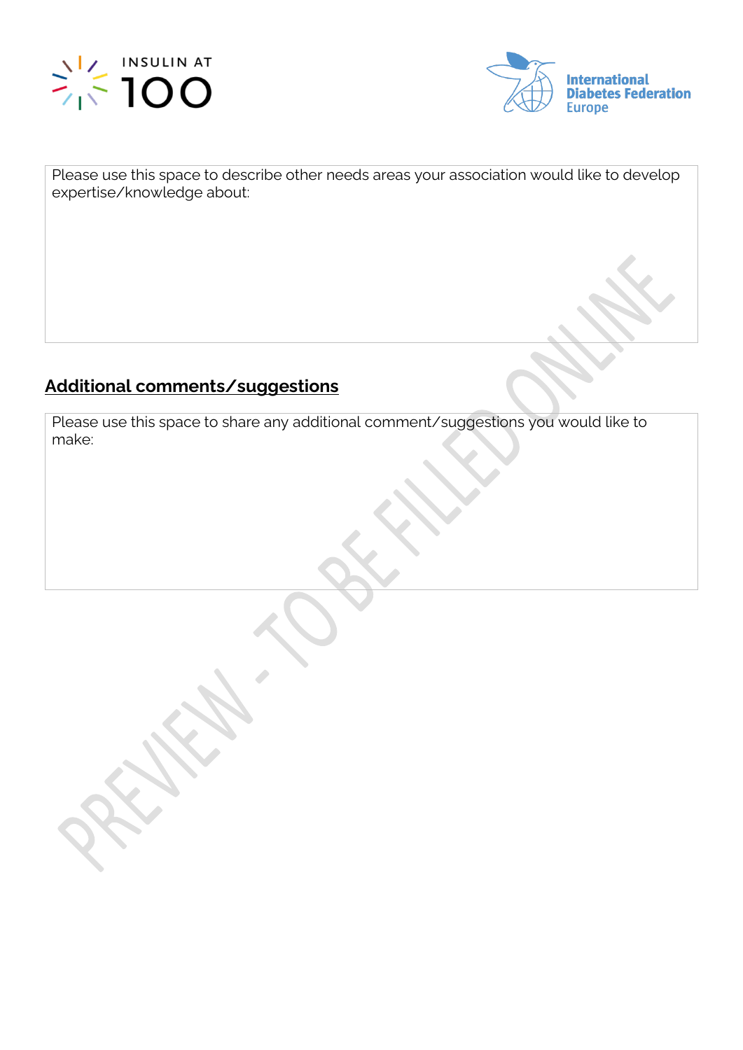Please use this space to describe other needs areas your association would like to develop expertise/knowledge about:

## Additional comments/suggestions

Please use this space to share any additional comment/suggestions you would like to make: